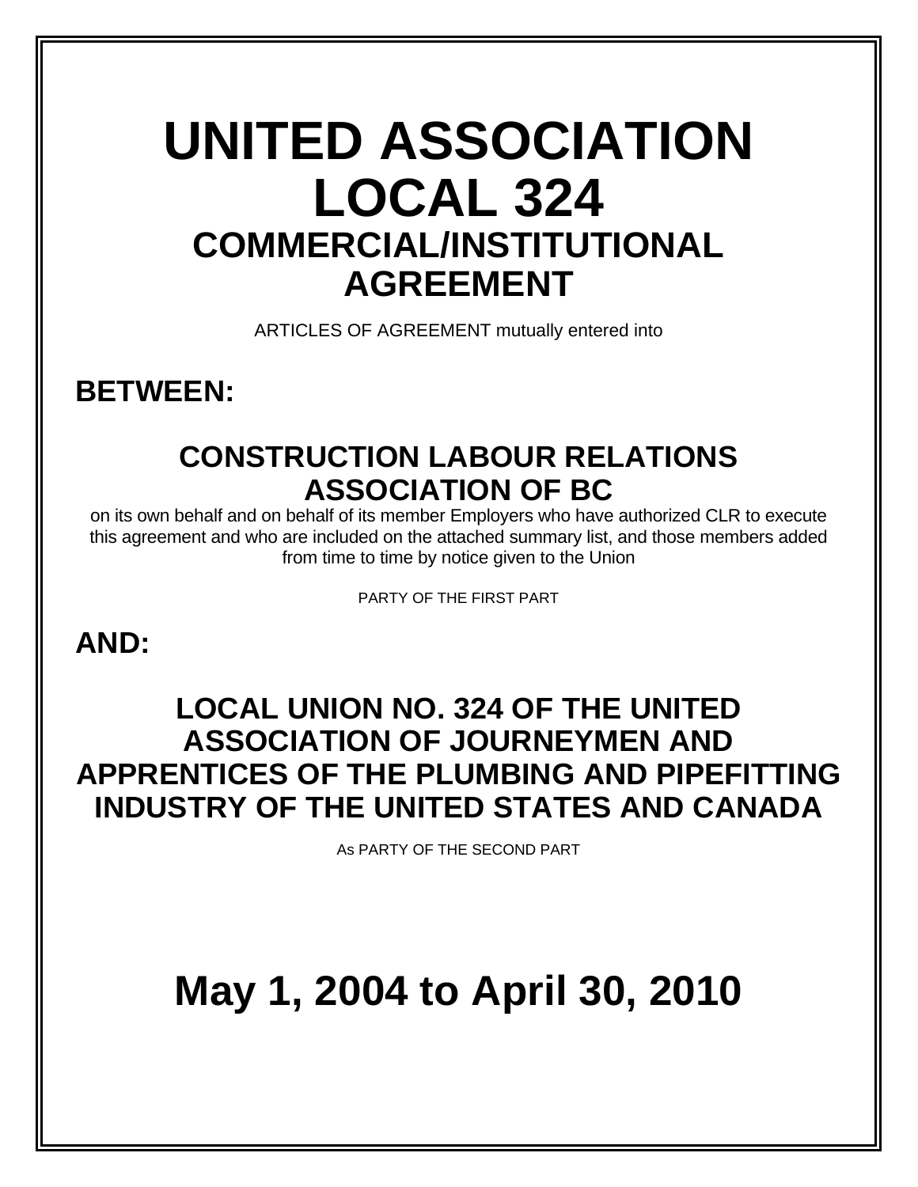# UNITED ASSOCIATION LOCAL 324

## COMMERCIAL/INSTITUTIONAL AGREEMENT

ARTICLES OF AGREEMENT mutually entered into

## BETWEEN:

### CONSTRUCTION LABOUR RELATIONS ASSOCIATION OF BC

on its own behalf and on behalf of its member Employers who have authorized CLR to execute this agreement and who are included on the attached summary list, and those members added from time to time by notice given to the Union

PARTY OF THE FIRST PART

## AND:

### LOCAL UNION NO. 324 OF THE UNITED ASSOCIATION OF JOURNEYMEN AND APPRENTICES OF THE PLUMBING AND PIPEFITTING INDUSTRY OF THE UNITED STATES AND CANADA

As PARTY OF THE SECOND PART

# May 1, 2004 to April 30, 2010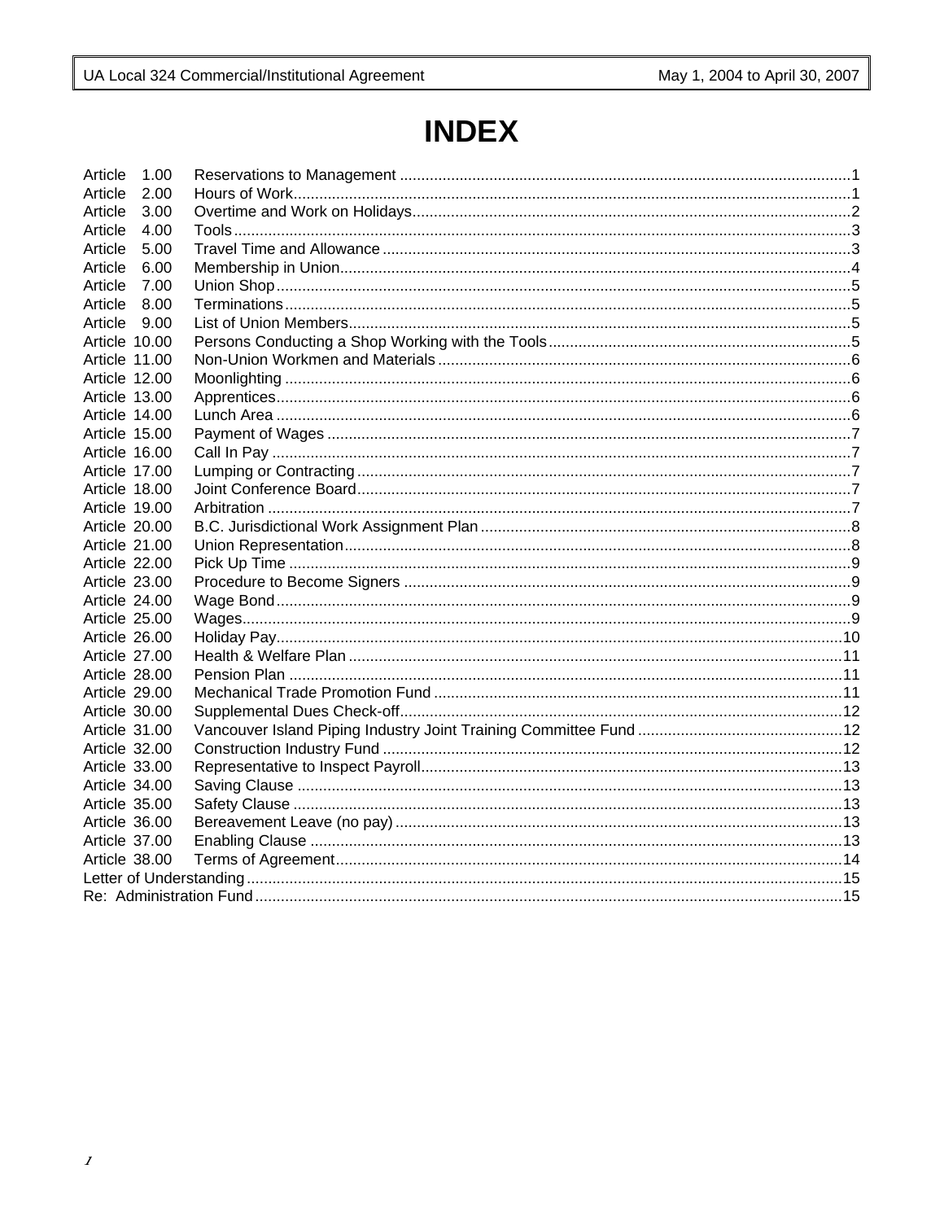# INDEX

| | | |
|---|---|---|
| Article 1.00 | Reservations to Management | 1 |
| Article 2.00 | Hours of Work | 1 |
| Article 3.00 | Overtime and Work on Holidays | 2 |
| Article 4.00 | Tools | 3 |
| Article 5.00 | Travel Time and Allowance | 3 |
| Article 6.00 | Membership in Union | 4 |
| Article 7.00 | Union Shop | 5 |
| Article 8.00 | Terminations | 5 |
| Article 9.00 | List of Union Members | 5 |
| Article 10.00 | Persons Conducting a Shop Working with the Tools | 5 |
| Article 11.00 | Non-Union Workmen and Materials | 6 |
| Article 12.00 | Moonlighting | 6 |
| Article 13.00 | Apprentices | 6 |
| Article 14.00 | Lunch Area | 6 |
| Article 15.00 | Payment of Wages | 7 |
| Article 16.00 | Call In Pay | 7 |
| Article 17.00 | Lumping or Contracting | 7 |
| Article 18.00 | Joint Conference Board | 7 |
| Article 19.00 | Arbitration | 7 |
| Article 20.00 | B.C. Jurisdictional Work Assignment Plan | 8 |
| Article 21.00 | Union Representation | 8 |
| Article 22.00 | Pick Up Time | 9 |
| Article 23.00 | Procedure to Become Signers | 9 |
| Article 24.00 | Wage Bond | 9 |
| Article 25.00 | Wages | 9 |
| Article 26.00 | Holiday Pay | 10 |
| Article 27.00 | Health & Welfare Plan | 11 |
| Article 28.00 | Pension Plan | 11 |
| Article 29.00 | Mechanical Trade Promotion Fund | 11 |
| Article 30.00 | Supplemental Dues Check-off | 12 |
| Article 31.00 | Vancouver Island Piping Industry Joint Training Committee Fund | 12 |
| Article 32.00 | Construction Industry Fund | 12 |
| Article 33.00 | Representative to Inspect Payroll | 13 |
| Article 34.00 | Saving Clause | 13 |
| Article 35.00 | Safety Clause | 13 |
| Article 36.00 | Bereavement Leave (no pay) | 13 |
| Article 37.00 | Enabling Clause | 13 |
| Article 38.00 | Terms of Agreement | 14 |
| Letter of Understanding | | 15 |
| Re: Administration Fund | | 15 |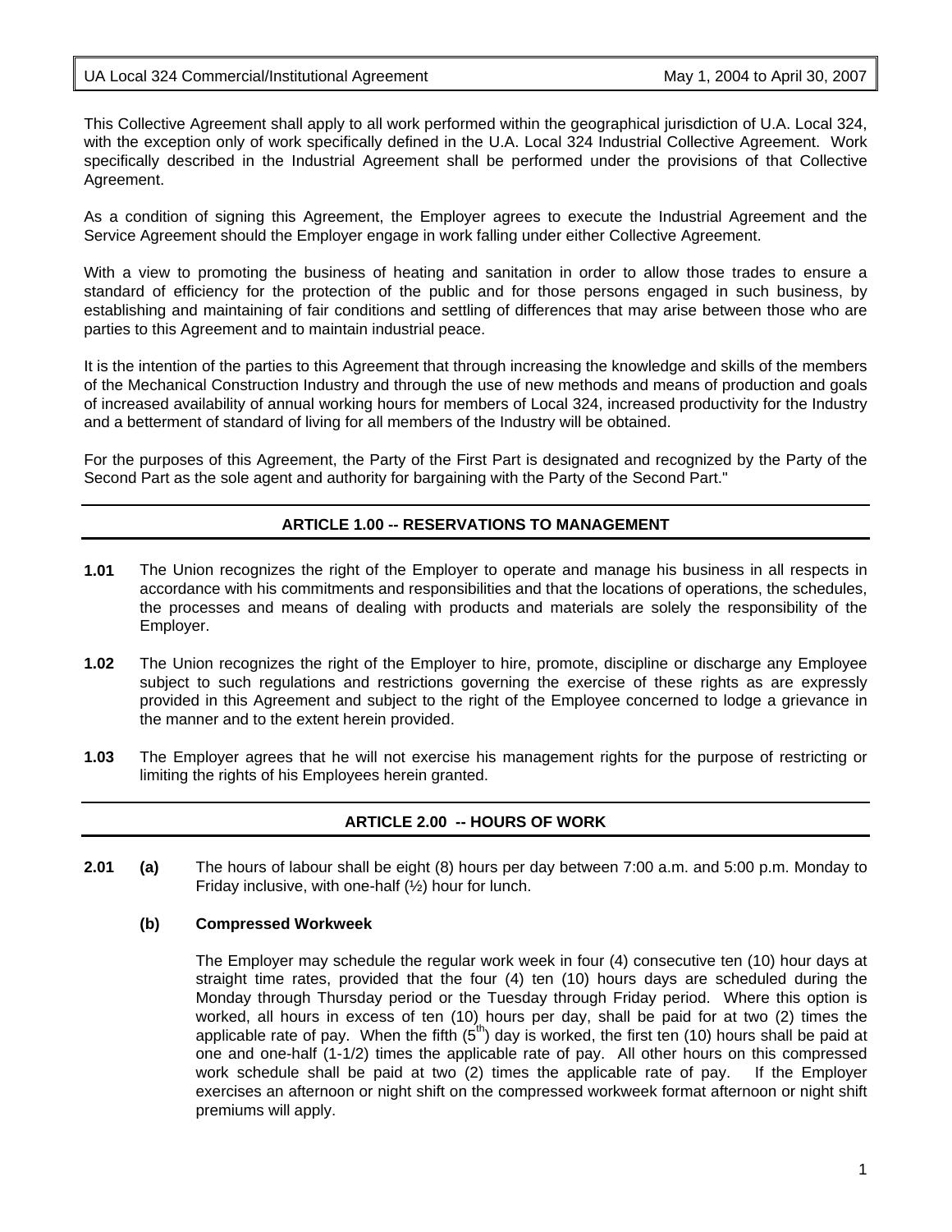This Collective Agreement shall apply to all work performed within the geographical jurisdiction of U.A. Local 324, with the exception only of work specifically defined in the U.A. Local 324 Industrial Collective Agreement. Work specifically described in the Industrial Agreement shall be performed under the provisions of that Collective Agreement.

As a condition of signing this Agreement, the Employer agrees to execute the Industrial Agreement and the Service Agreement should the Employer engage in work falling under either Collective Agreement.

With a view to promoting the business of heating and sanitation in order to allow those trades to ensure a standard of efficiency for the protection of the public and for those persons engaged in such business, by establishing and maintaining of fair conditions and settling of differences that may arise between those who are parties to this Agreement and to maintain industrial peace.

It is the intention of the parties to this Agreement that through increasing the knowledge and skills of the members of the Mechanical Construction Industry and through the use of new methods and means of production and goals of increased availability of annual working hours for members of Local 324, increased productivity for the Industry and a betterment of standard of living for all members of the Industry will be obtained.

For the purposes of this Agreement, the Party of the First Part is designated and recognized by the Party of the Second Part as the sole agent and authority for bargaining with the Party of the Second Part."

## ARTICLE 1.00 -- RESERVATIONS TO MANAGEMENT

**1.01** The Union recognizes the right of the Employer to operate and manage his business in all respects in accordance with his commitments and responsibilities and that the locations of operations, the schedules, the processes and means of dealing with products and materials are solely the responsibility of the Employer.

**1.02** The Union recognizes the right of the Employer to hire, promote, discipline or discharge any Employee subject to such regulations and restrictions governing the exercise of these rights as are expressly provided in this Agreement and subject to the right of the Employee concerned to lodge a grievance in the manner and to the extent herein provided.

**1.03** The Employer agrees that he will not exercise his management rights for the purpose of restricting or limiting the rights of his Employees herein granted.

## ARTICLE 2.00 -- HOURS OF WORK

**2.01** **(a)** The hours of labour shall be eight (8) hours per day between 7:00 a.m. and 5:00 p.m. Monday to Friday inclusive, with one-half (½) hour for lunch.

**(b)** **Compressed Workweek**

The Employer may schedule the regular work week in four (4) consecutive ten (10) hour days at straight time rates, provided that the four (4) ten (10) hours days are scheduled during the Monday through Thursday period or the Tuesday through Friday period. Where this option is worked, all hours in excess of ten (10) hours per day, shall be paid for at two (2) times the applicable rate of pay. When the fifth (5th) day is worked, the first ten (10) hours shall be paid at one and one-half (1-1/2) times the applicable rate of pay. All other hours on this compressed work schedule shall be paid at two (2) times the applicable rate of pay. If the Employer exercises an afternoon or night shift on the compressed workweek format afternoon or night shift premiums will apply.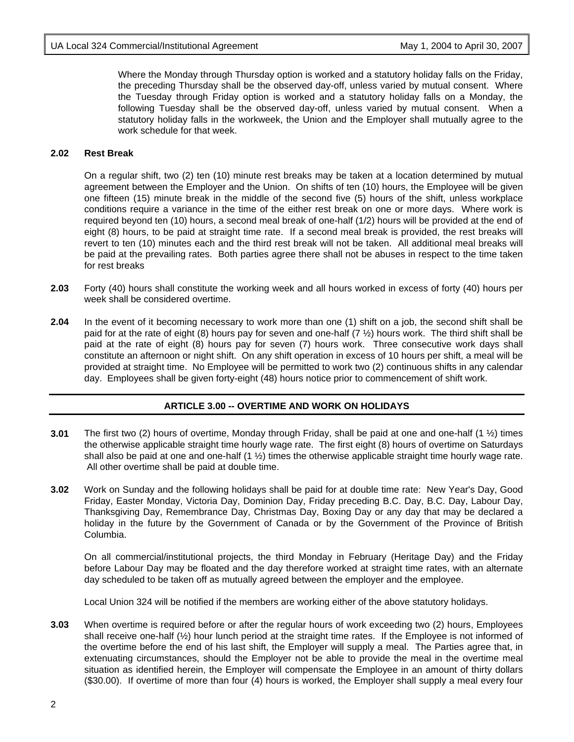Where the Monday through Thursday option is worked and a statutory holiday falls on the Friday, the preceding Thursday shall be the observed day-off, unless varied by mutual consent. Where the Tuesday through Friday option is worked and a statutory holiday falls on a Monday, the following Tuesday shall be the observed day-off, unless varied by mutual consent. When a statutory holiday falls in the workweek, the Union and the Employer shall mutually agree to the work schedule for that week.

**2.02 Rest Break**

On a regular shift, two (2) ten (10) minute rest breaks may be taken at a location determined by mutual agreement between the Employer and the Union. On shifts of ten (10) hours, the Employee will be given one fifteen (15) minute break in the middle of the second five (5) hours of the shift, unless workplace conditions require a variance in the time of the either rest break on one or more days. Where work is required beyond ten (10) hours, a second meal break of one-half (1/2) hours will be provided at the end of eight (8) hours, to be paid at straight time rate. If a second meal break is provided, the rest breaks will revert to ten (10) minutes each and the third rest break will not be taken. All additional meal breaks will be paid at the prevailing rates. Both parties agree there shall not be abuses in respect to the time taken for rest breaks

**2.03** Forty (40) hours shall constitute the working week and all hours worked in excess of forty (40) hours per week shall be considered overtime.

**2.04** In the event of it becoming necessary to work more than one (1) shift on a job, the second shift shall be paid for at the rate of eight (8) hours pay for seven and one-half (7 ½) hours work. The third shift shall be paid at the rate of eight (8) hours pay for seven (7) hours work. Three consecutive work days shall constitute an afternoon or night shift. On any shift operation in excess of 10 hours per shift, a meal will be provided at straight time. No Employee will be permitted to work two (2) continuous shifts in any calendar day. Employees shall be given forty-eight (48) hours notice prior to commencement of shift work.

## ARTICLE 3.00 -- OVERTIME AND WORK ON HOLIDAYS

**3.01** The first two (2) hours of overtime, Monday through Friday, shall be paid at one and one-half (1 ½) times the otherwise applicable straight time hourly wage rate. The first eight (8) hours of overtime on Saturdays shall also be paid at one and one-half (1 ½) times the otherwise applicable straight time hourly wage rate. All other overtime shall be paid at double time.

**3.02** Work on Sunday and the following holidays shall be paid for at double time rate: New Year's Day, Good Friday, Easter Monday, Victoria Day, Dominion Day, Friday preceding B.C. Day, B.C. Day, Labour Day, Thanksgiving Day, Remembrance Day, Christmas Day, Boxing Day or any day that may be declared a holiday in the future by the Government of Canada or by the Government of the Province of British Columbia.

On all commercial/institutional projects, the third Monday in February (Heritage Day) and the Friday before Labour Day may be floated and the day therefore worked at straight time rates, with an alternate day scheduled to be taken off as mutually agreed between the employer and the employee.

Local Union 324 will be notified if the members are working either of the above statutory holidays.

**3.03** When overtime is required before or after the regular hours of work exceeding two (2) hours, Employees shall receive one-half (½) hour lunch period at the straight time rates. If the Employee is not informed of the overtime before the end of his last shift, the Employer will supply a meal. The Parties agree that, in extenuating circumstances, should the Employer not be able to provide the meal in the overtime meal situation as identified herein, the Employer will compensate the Employee in an amount of thirty dollars ($30.00). If overtime of more than four (4) hours is worked, the Employer shall supply a meal every four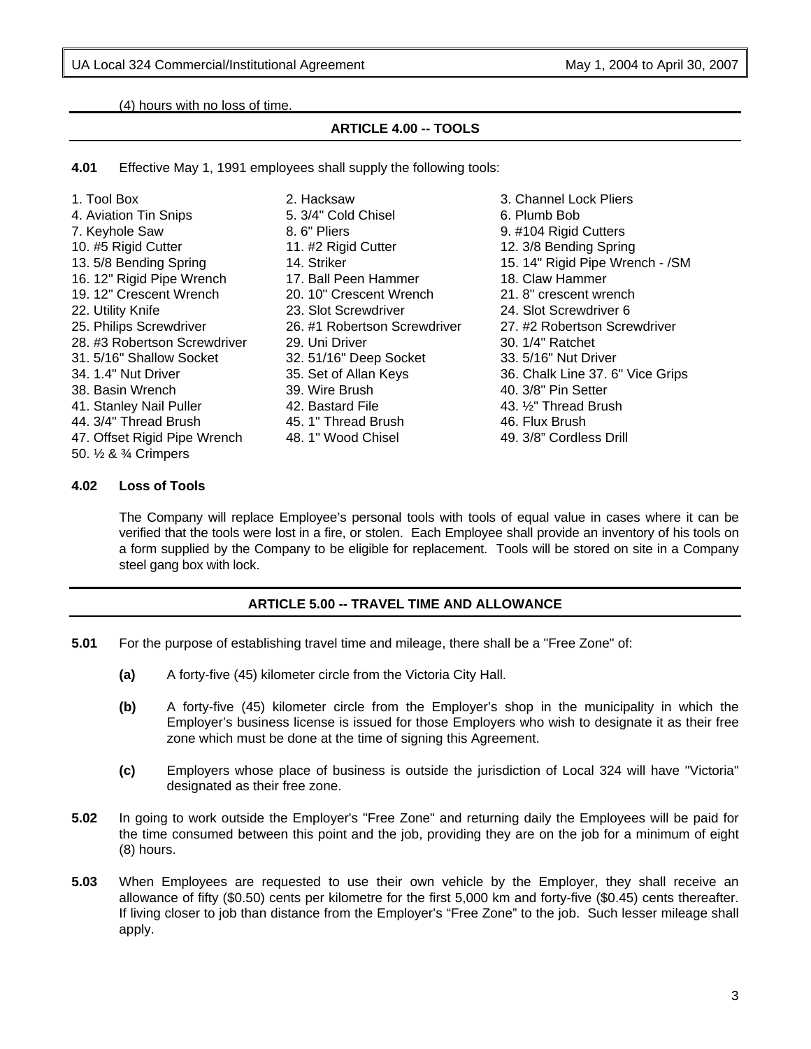(4) hours with no loss of time.

## ARTICLE 4.00 -- TOOLS

**4.01** Effective May 1, 1991 employees shall supply the following tools:

1. Tool Box
2. Hacksaw
3. Channel Lock Pliers
4. Aviation Tin Snips
5. 3/4" Cold Chisel
6. Plumb Bob
7. Keyhole Saw
8. 6" Pliers
9. #104 Rigid Cutters
10. #5 Rigid Cutter
11. #2 Rigid Cutter
12. 3/8 Bending Spring
13. 5/8 Bending Spring
14. Striker
15. 14" Rigid Pipe Wrench - /SM
16. 12" Rigid Pipe Wrench
17. Ball Peen Hammer
18. Claw Hammer
19. 12" Crescent Wrench
20. 10" Crescent Wrench
21. 8" crescent wrench
22. Utility Knife
23. Slot Screwdriver
24. Slot Screwdriver 6
25. Philips Screwdriver
26. #1 Robertson Screwdriver
27. #2 Robertson Screwdriver
28. #3 Robertson Screwdriver
29. Uni Driver
30. 1/4" Ratchet
31. 5/16" Shallow Socket
32. 51/16" Deep Socket
33. 5/16" Nut Driver
34. 1.4" Nut Driver
35. Set of Allan Keys
36. Chalk Line 37. 6" Vice Grips
38. Basin Wrench
39. Wire Brush
40. 3/8" Pin Setter
41. Stanley Nail Puller
42. Bastard File
43. ½" Thread Brush
44. 3/4" Thread Brush
45. 1" Thread Brush
46. Flux Brush
47. Offset Rigid Pipe Wrench
48. 1" Wood Chisel
49. 3/8" Cordless Drill
50. ½ & ¾ Crimpers

**4.02 Loss of Tools**

The Company will replace Employee's personal tools with tools of equal value in cases where it can be verified that the tools were lost in a fire, or stolen. Each Employee shall provide an inventory of his tools on a form supplied by the Company to be eligible for replacement. Tools will be stored on site in a Company steel gang box with lock.

## ARTICLE 5.00 -- TRAVEL TIME AND ALLOWANCE

**5.01** For the purpose of establishing travel time and mileage, there shall be a "Free Zone" of:

**(a)** A forty-five (45) kilometer circle from the Victoria City Hall.

**(b)** A forty-five (45) kilometer circle from the Employer's shop in the municipality in which the Employer's business license is issued for those Employers who wish to designate it as their free zone which must be done at the time of signing this Agreement.

**(c)** Employers whose place of business is outside the jurisdiction of Local 324 will have "Victoria" designated as their free zone.

**5.02** In going to work outside the Employer's "Free Zone" and returning daily the Employees will be paid for the time consumed between this point and the job, providing they are on the job for a minimum of eight (8) hours.

**5.03** When Employees are requested to use their own vehicle by the Employer, they shall receive an allowance of fifty ($0.50) cents per kilometre for the first 5,000 km and forty-five ($0.45) cents thereafter. If living closer to job than distance from the Employer's "Free Zone" to the job. Such lesser mileage shall apply.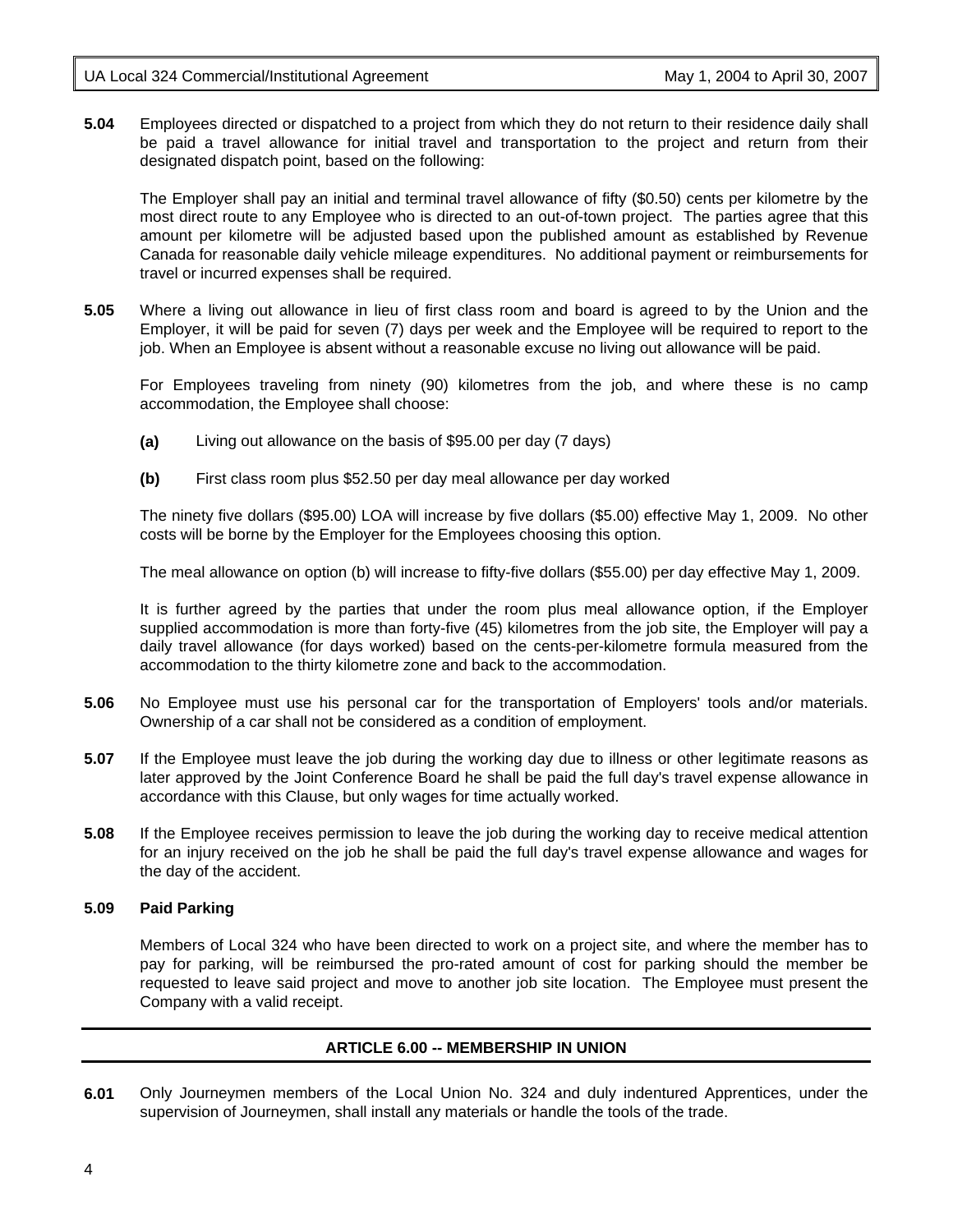**5.04** Employees directed or dispatched to a project from which they do not return to their residence daily shall be paid a travel allowance for initial travel and transportation to the project and return from their designated dispatch point, based on the following:

The Employer shall pay an initial and terminal travel allowance of fifty ($0.50) cents per kilometre by the most direct route to any Employee who is directed to an out-of-town project. The parties agree that this amount per kilometre will be adjusted based upon the published amount as established by Revenue Canada for reasonable daily vehicle mileage expenditures. No additional payment or reimbursements for travel or incurred expenses shall be required.

**5.05** Where a living out allowance in lieu of first class room and board is agreed to by the Union and the Employer, it will be paid for seven (7) days per week and the Employee will be required to report to the job. When an Employee is absent without a reasonable excuse no living out allowance will be paid.

For Employees traveling from ninety (90) kilometres from the job, and where these is no camp accommodation, the Employee shall choose:

**(a)** Living out allowance on the basis of $95.00 per day (7 days)

**(b)** First class room plus $52.50 per day meal allowance per day worked

The ninety five dollars ($95.00) LOA will increase by five dollars ($5.00) effective May 1, 2009. No other costs will be borne by the Employer for the Employees choosing this option.

The meal allowance on option (b) will increase to fifty-five dollars ($55.00) per day effective May 1, 2009.

It is further agreed by the parties that under the room plus meal allowance option, if the Employer supplied accommodation is more than forty-five (45) kilometres from the job site, the Employer will pay a daily travel allowance (for days worked) based on the cents-per-kilometre formula measured from the accommodation to the thirty kilometre zone and back to the accommodation.

**5.06** No Employee must use his personal car for the transportation of Employers' tools and/or materials. Ownership of a car shall not be considered as a condition of employment.

**5.07** If the Employee must leave the job during the working day due to illness or other legitimate reasons as later approved by the Joint Conference Board he shall be paid the full day's travel expense allowance in accordance with this Clause, but only wages for time actually worked.

**5.08** If the Employee receives permission to leave the job during the working day to receive medical attention for an injury received on the job he shall be paid the full day's travel expense allowance and wages for the day of the accident.

**5.09 Paid Parking**

Members of Local 324 who have been directed to work on a project site, and where the member has to pay for parking, will be reimbursed the pro-rated amount of cost for parking should the member be requested to leave said project and move to another job site location. The Employee must present the Company with a valid receipt.

## ARTICLE 6.00 -- MEMBERSHIP IN UNION

**6.01** Only Journeymen members of the Local Union No. 324 and duly indentured Apprentices, under the supervision of Journeymen, shall install any materials or handle the tools of the trade.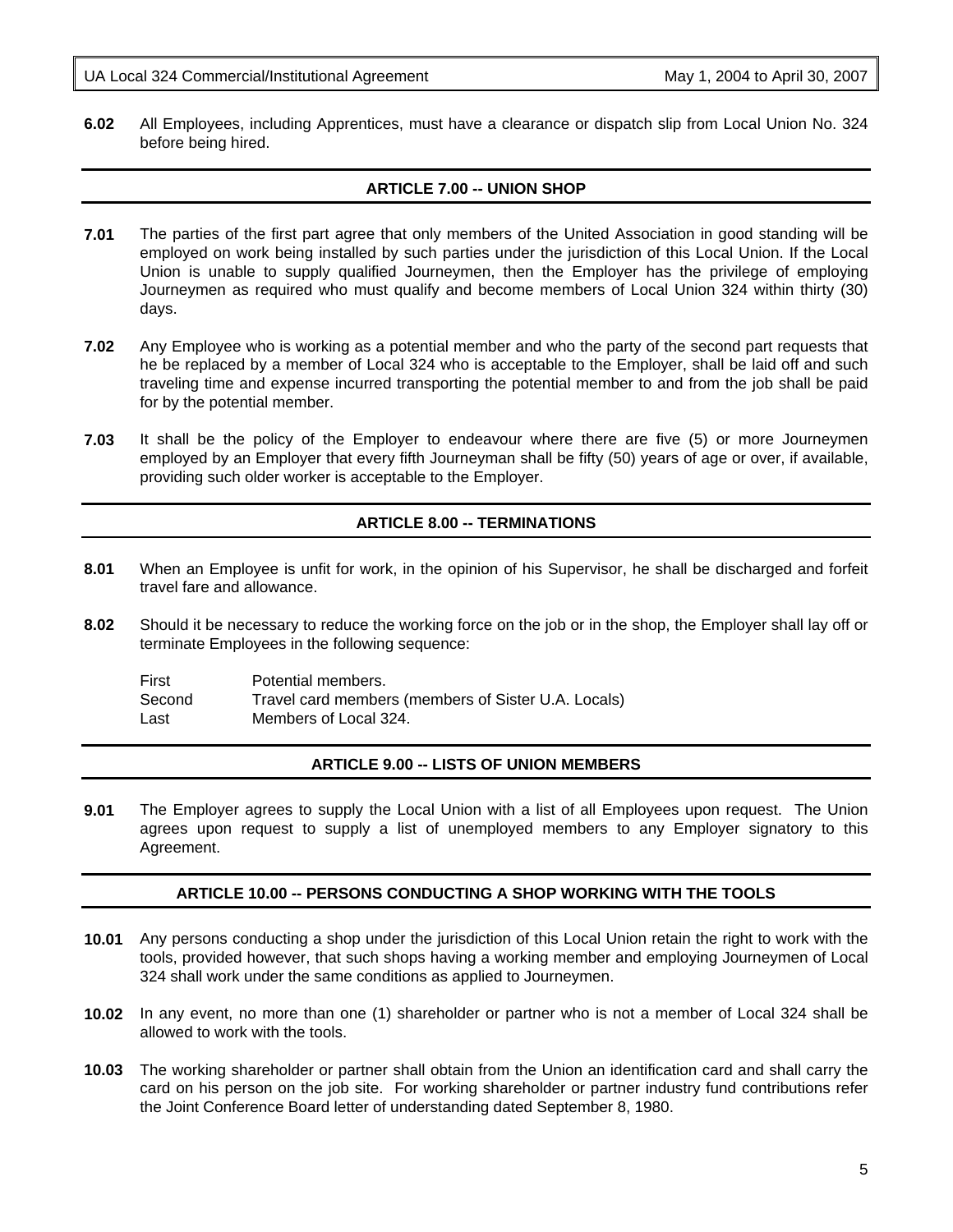**6.02** All Employees, including Apprentices, must have a clearance or dispatch slip from Local Union No. 324 before being hired.

## ARTICLE 7.00 -- UNION SHOP

**7.01** The parties of the first part agree that only members of the United Association in good standing will be employed on work being installed by such parties under the jurisdiction of this Local Union. If the Local Union is unable to supply qualified Journeymen, then the Employer has the privilege of employing Journeymen as required who must qualify and become members of Local Union 324 within thirty (30) days.

**7.02** Any Employee who is working as a potential member and who the party of the second part requests that he be replaced by a member of Local 324 who is acceptable to the Employer, shall be laid off and such traveling time and expense incurred transporting the potential member to and from the job shall be paid for by the potential member.

**7.03** It shall be the policy of the Employer to endeavour where there are five (5) or more Journeymen employed by an Employer that every fifth Journeyman shall be fifty (50) years of age or over, if available, providing such older worker is acceptable to the Employer.

## ARTICLE 8.00 -- TERMINATIONS

**8.01** When an Employee is unfit for work, in the opinion of his Supervisor, he shall be discharged and forfeit travel fare and allowance.

**8.02** Should it be necessary to reduce the working force on the job or in the shop, the Employer shall lay off or terminate Employees in the following sequence:

| | |
|---|---|
| First | Potential members. |
| Second | Travel card members (members of Sister U.A. Locals) |
| Last | Members of Local 324. |

## ARTICLE 9.00 -- LISTS OF UNION MEMBERS

**9.01** The Employer agrees to supply the Local Union with a list of all Employees upon request. The Union agrees upon request to supply a list of unemployed members to any Employer signatory to this Agreement.

## ARTICLE 10.00 -- PERSONS CONDUCTING A SHOP WORKING WITH THE TOOLS

**10.01** Any persons conducting a shop under the jurisdiction of this Local Union retain the right to work with the tools, provided however, that such shops having a working member and employing Journeymen of Local 324 shall work under the same conditions as applied to Journeymen.

**10.02** In any event, no more than one (1) shareholder or partner who is not a member of Local 324 shall be allowed to work with the tools.

**10.03** The working shareholder or partner shall obtain from the Union an identification card and shall carry the card on his person on the job site. For working shareholder or partner industry fund contributions refer the Joint Conference Board letter of understanding dated September 8, 1980.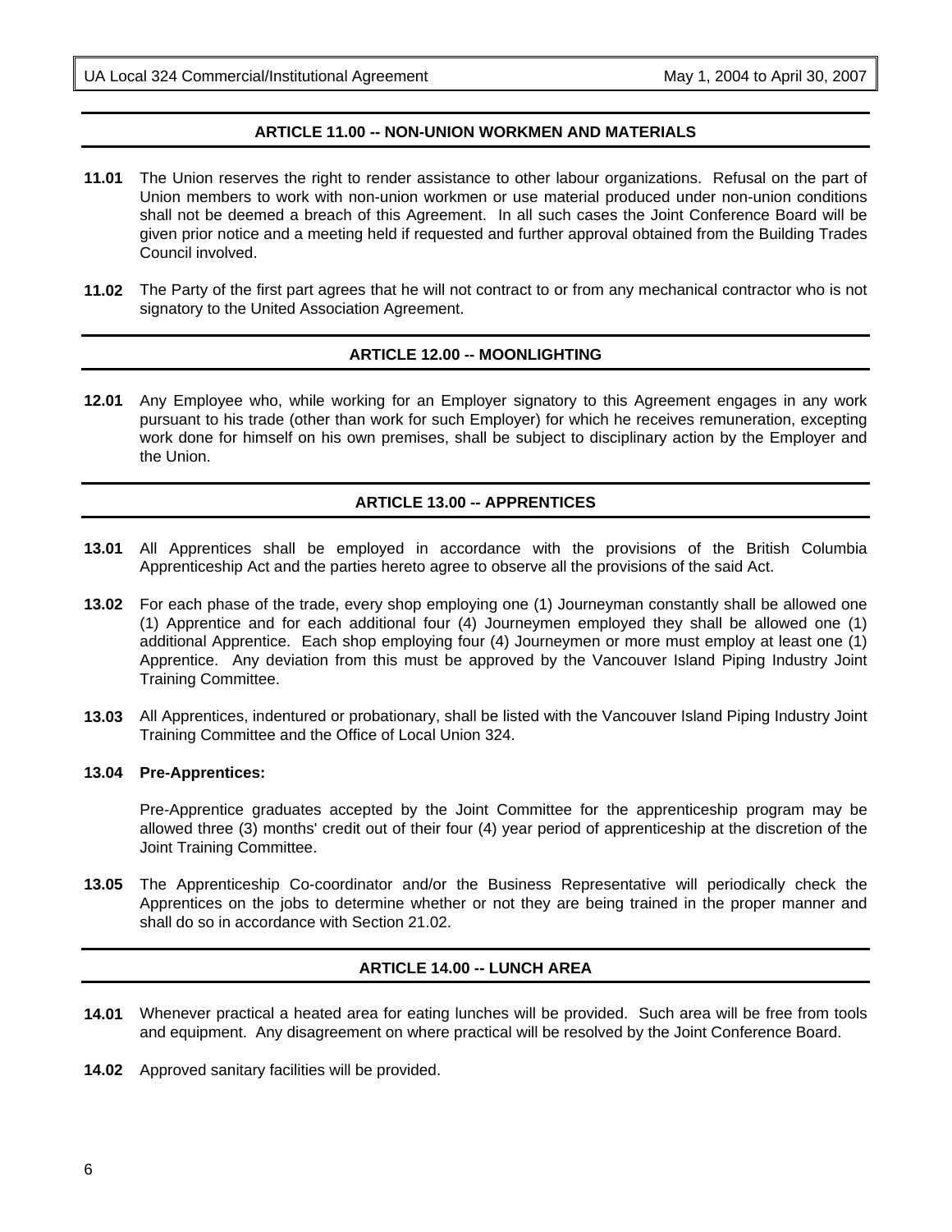## ARTICLE 11.00 -- NON-UNION WORKMEN AND MATERIALS

**11.01** The Union reserves the right to render assistance to other labour organizations. Refusal on the part of Union members to work with non-union workmen or use material produced under non-union conditions shall not be deemed a breach of this Agreement. In all such cases the Joint Conference Board will be given prior notice and a meeting held if requested and further approval obtained from the Building Trades Council involved.

**11.02** The Party of the first part agrees that he will not contract to or from any mechanical contractor who is not signatory to the United Association Agreement.

## ARTICLE 12.00 -- MOONLIGHTING

**12.01** Any Employee who, while working for an Employer signatory to this Agreement engages in any work pursuant to his trade (other than work for such Employer) for which he receives remuneration, excepting work done for himself on his own premises, shall be subject to disciplinary action by the Employer and the Union.

## ARTICLE 13.00 -- APPRENTICES

**13.01** All Apprentices shall be employed in accordance with the provisions of the British Columbia Apprenticeship Act and the parties hereto agree to observe all the provisions of the said Act.

**13.02** For each phase of the trade, every shop employing one (1) Journeyman constantly shall be allowed one (1) Apprentice and for each additional four (4) Journeymen employed they shall be allowed one (1) additional Apprentice. Each shop employing four (4) Journeymen or more must employ at least one (1) Apprentice. Any deviation from this must be approved by the Vancouver Island Piping Industry Joint Training Committee.

**13.03** All Apprentices, indentured or probationary, shall be listed with the Vancouver Island Piping Industry Joint Training Committee and the Office of Local Union 324.

**13.04 Pre-Apprentices:**

Pre-Apprentice graduates accepted by the Joint Committee for the apprenticeship program may be allowed three (3) months' credit out of their four (4) year period of apprenticeship at the discretion of the Joint Training Committee.

**13.05** The Apprenticeship Co-coordinator and/or the Business Representative will periodically check the Apprentices on the jobs to determine whether or not they are being trained in the proper manner and shall do so in accordance with Section 21.02.

## ARTICLE 14.00 -- LUNCH AREA

**14.01** Whenever practical a heated area for eating lunches will be provided. Such area will be free from tools and equipment. Any disagreement on where practical will be resolved by the Joint Conference Board.

**14.02** Approved sanitary facilities will be provided.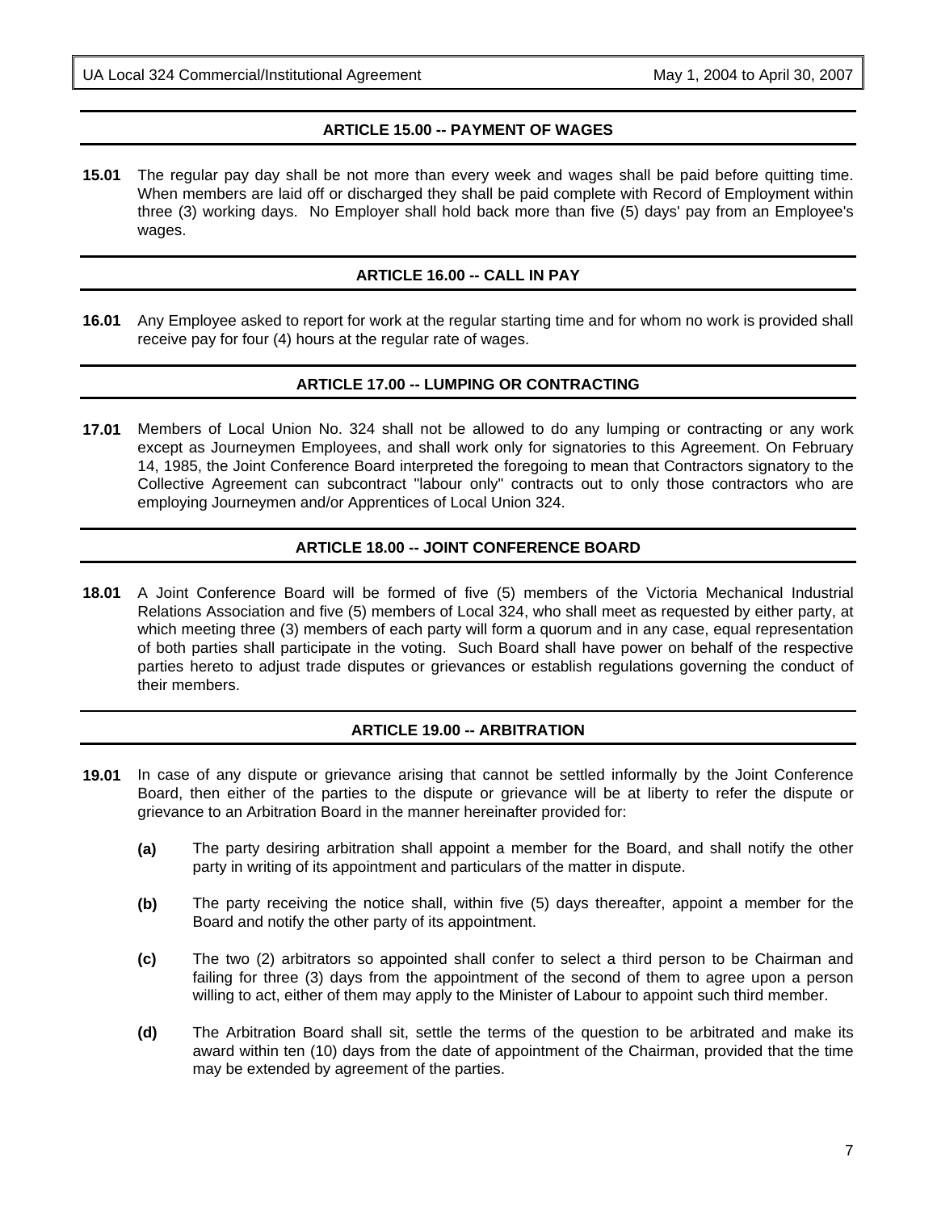## ARTICLE 15.00 -- PAYMENT OF WAGES

**15.01** The regular pay day shall be not more than every week and wages shall be paid before quitting time. When members are laid off or discharged they shall be paid complete with Record of Employment within three (3) working days. No Employer shall hold back more than five (5) days' pay from an Employee's wages.

## ARTICLE 16.00 -- CALL IN PAY

**16.01** Any Employee asked to report for work at the regular starting time and for whom no work is provided shall receive pay for four (4) hours at the regular rate of wages.

## ARTICLE 17.00 -- LUMPING OR CONTRACTING

**17.01** Members of Local Union No. 324 shall not be allowed to do any lumping or contracting or any work except as Journeymen Employees, and shall work only for signatories to this Agreement. On February 14, 1985, the Joint Conference Board interpreted the foregoing to mean that Contractors signatory to the Collective Agreement can subcontract "labour only" contracts out to only those contractors who are employing Journeymen and/or Apprentices of Local Union 324.

## ARTICLE 18.00 -- JOINT CONFERENCE BOARD

**18.01** A Joint Conference Board will be formed of five (5) members of the Victoria Mechanical Industrial Relations Association and five (5) members of Local 324, who shall meet as requested by either party, at which meeting three (3) members of each party will form a quorum and in any case, equal representation of both parties shall participate in the voting. Such Board shall have power on behalf of the respective parties hereto to adjust trade disputes or grievances or establish regulations governing the conduct of their members.

## ARTICLE 19.00 -- ARBITRATION

**19.01** In case of any dispute or grievance arising that cannot be settled informally by the Joint Conference Board, then either of the parties to the dispute or grievance will be at liberty to refer the dispute or grievance to an Arbitration Board in the manner hereinafter provided for:

**(a)** The party desiring arbitration shall appoint a member for the Board, and shall notify the other party in writing of its appointment and particulars of the matter in dispute.

**(b)** The party receiving the notice shall, within five (5) days thereafter, appoint a member for the Board and notify the other party of its appointment.

**(c)** The two (2) arbitrators so appointed shall confer to select a third person to be Chairman and failing for three (3) days from the appointment of the second of them to agree upon a person willing to act, either of them may apply to the Minister of Labour to appoint such third member.

**(d)** The Arbitration Board shall sit, settle the terms of the question to be arbitrated and make its award within ten (10) days from the date of appointment of the Chairman, provided that the time may be extended by agreement of the parties.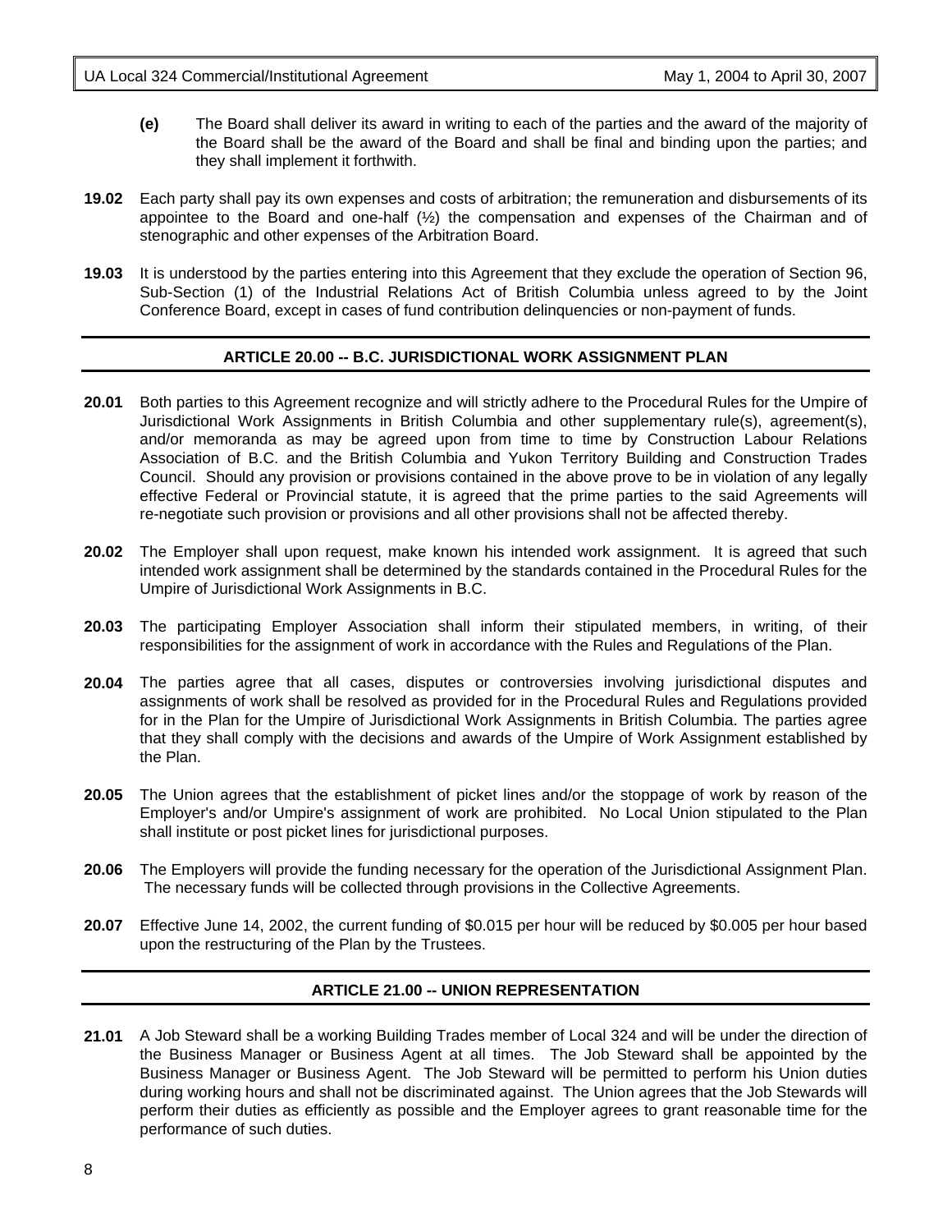**(e)** The Board shall deliver its award in writing to each of the parties and the award of the majority of the Board shall be the award of the Board and shall be final and binding upon the parties; and they shall implement it forthwith.

**19.02** Each party shall pay its own expenses and costs of arbitration; the remuneration and disbursements of its appointee to the Board and one-half (½) the compensation and expenses of the Chairman and of stenographic and other expenses of the Arbitration Board.

**19.03** It is understood by the parties entering into this Agreement that they exclude the operation of Section 96, Sub-Section (1) of the Industrial Relations Act of British Columbia unless agreed to by the Joint Conference Board, except in cases of fund contribution delinquencies or non-payment of funds.

## ARTICLE 20.00 -- B.C. JURISDICTIONAL WORK ASSIGNMENT PLAN

**20.01** Both parties to this Agreement recognize and will strictly adhere to the Procedural Rules for the Umpire of Jurisdictional Work Assignments in British Columbia and other supplementary rule(s), agreement(s), and/or memoranda as may be agreed upon from time to time by Construction Labour Relations Association of B.C. and the British Columbia and Yukon Territory Building and Construction Trades Council. Should any provision or provisions contained in the above prove to be in violation of any legally effective Federal or Provincial statute, it is agreed that the prime parties to the said Agreements will re-negotiate such provision or provisions and all other provisions shall not be affected thereby.

**20.02** The Employer shall upon request, make known his intended work assignment. It is agreed that such intended work assignment shall be determined by the standards contained in the Procedural Rules for the Umpire of Jurisdictional Work Assignments in B.C.

**20.03** The participating Employer Association shall inform their stipulated members, in writing, of their responsibilities for the assignment of work in accordance with the Rules and Regulations of the Plan.

**20.04** The parties agree that all cases, disputes or controversies involving jurisdictional disputes and assignments of work shall be resolved as provided for in the Procedural Rules and Regulations provided for in the Plan for the Umpire of Jurisdictional Work Assignments in British Columbia. The parties agree that they shall comply with the decisions and awards of the Umpire of Work Assignment established by the Plan.

**20.05** The Union agrees that the establishment of picket lines and/or the stoppage of work by reason of the Employer's and/or Umpire's assignment of work are prohibited. No Local Union stipulated to the Plan shall institute or post picket lines for jurisdictional purposes.

**20.06** The Employers will provide the funding necessary for the operation of the Jurisdictional Assignment Plan. The necessary funds will be collected through provisions in the Collective Agreements.

**20.07** Effective June 14, 2002, the current funding of $0.015 per hour will be reduced by $0.005 per hour based upon the restructuring of the Plan by the Trustees.

## ARTICLE 21.00 -- UNION REPRESENTATION

**21.01** A Job Steward shall be a working Building Trades member of Local 324 and will be under the direction of the Business Manager or Business Agent at all times. The Job Steward shall be appointed by the Business Manager or Business Agent. The Job Steward will be permitted to perform his Union duties during working hours and shall not be discriminated against. The Union agrees that the Job Stewards will perform their duties as efficiently as possible and the Employer agrees to grant reasonable time for the performance of such duties.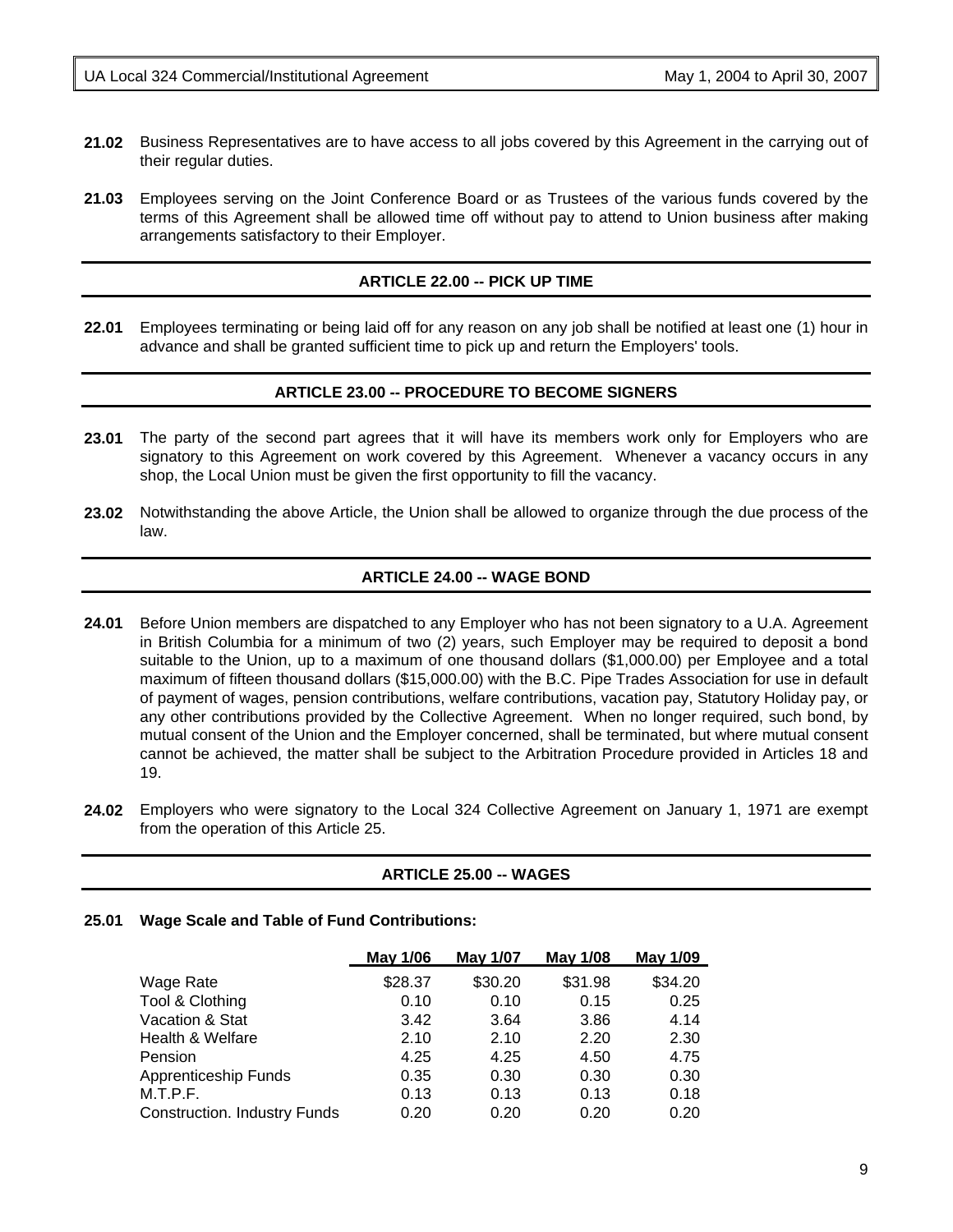**21.02** Business Representatives are to have access to all jobs covered by this Agreement in the carrying out of their regular duties.

**21.03** Employees serving on the Joint Conference Board or as Trustees of the various funds covered by the terms of this Agreement shall be allowed time off without pay to attend to Union business after making arrangements satisfactory to their Employer.

## ARTICLE 22.00 -- PICK UP TIME

**22.01** Employees terminating or being laid off for any reason on any job shall be notified at least one (1) hour in advance and shall be granted sufficient time to pick up and return the Employers' tools.

## ARTICLE 23.00 -- PROCEDURE TO BECOME SIGNERS

**23.01** The party of the second part agrees that it will have its members work only for Employers who are signatory to this Agreement on work covered by this Agreement. Whenever a vacancy occurs in any shop, the Local Union must be given the first opportunity to fill the vacancy.

**23.02** Notwithstanding the above Article, the Union shall be allowed to organize through the due process of the law.

## ARTICLE 24.00 -- WAGE BOND

**24.01** Before Union members are dispatched to any Employer who has not been signatory to a U.A. Agreement in British Columbia for a minimum of two (2) years, such Employer may be required to deposit a bond suitable to the Union, up to a maximum of one thousand dollars ($1,000.00) per Employee and a total maximum of fifteen thousand dollars ($15,000.00) with the B.C. Pipe Trades Association for use in default of payment of wages, pension contributions, welfare contributions, vacation pay, Statutory Holiday pay, or any other contributions provided by the Collective Agreement. When no longer required, such bond, by mutual consent of the Union and the Employer concerned, shall be terminated, but where mutual consent cannot be achieved, the matter shall be subject to the Arbitration Procedure provided in Articles 18 and 19.

**24.02** Employers who were signatory to the Local 324 Collective Agreement on January 1, 1971 are exempt from the operation of this Article 25.

## ARTICLE 25.00 -- WAGES

**25.01 Wage Scale and Table of Fund Contributions:**

| | May 1/06 | May 1/07 | May 1/08 | May 1/09 |
|---|---|---|---|---|
| Wage Rate | $28.37 | $30.20 | $31.98 | $34.20 |
| Tool & Clothing | 0.10 | 0.10 | 0.15 | 0.25 |
| Vacation & Stat | 3.42 | 3.64 | 3.86 | 4.14 |
| Health & Welfare | 2.10 | 2.10 | 2.20 | 2.30 |
| Pension | 4.25 | 4.25 | 4.50 | 4.75 |
| Apprenticeship Funds | 0.35 | 0.30 | 0.30 | 0.30 |
| M.T.P.F. | 0.13 | 0.13 | 0.13 | 0.18 |
| Construction. Industry Funds | 0.20 | 0.20 | 0.20 | 0.20 |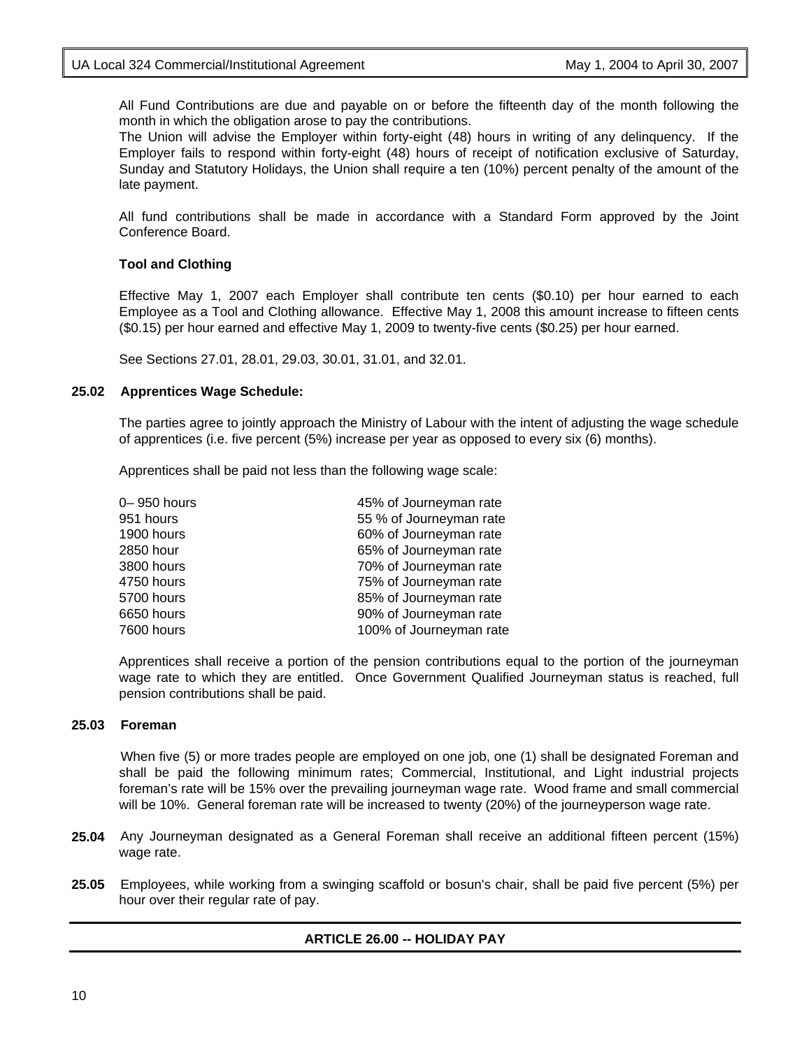All Fund Contributions are due and payable on or before the fifteenth day of the month following the month in which the obligation arose to pay the contributions.
The Union will advise the Employer within forty-eight (48) hours in writing of any delinquency. If the Employer fails to respond within forty-eight (48) hours of receipt of notification exclusive of Saturday, Sunday and Statutory Holidays, the Union shall require a ten (10%) percent penalty of the amount of the late payment.

All fund contributions shall be made in accordance with a Standard Form approved by the Joint Conference Board.

**Tool and Clothing**

Effective May 1, 2007 each Employer shall contribute ten cents ($0.10) per hour earned to each Employee as a Tool and Clothing allowance. Effective May 1, 2008 this amount increase to fifteen cents ($0.15) per hour earned and effective May 1, 2009 to twenty-five cents ($0.25) per hour earned.

See Sections 27.01, 28.01, 29.03, 30.01, 31.01, and 32.01.

**25.02 Apprentices Wage Schedule:**

The parties agree to jointly approach the Ministry of Labour with the intent of adjusting the wage schedule of apprentices (i.e. five percent (5%) increase per year as opposed to every six (6) months).

Apprentices shall be paid not less than the following wage scale:

| | |
|---|---|
| 0– 950 hours | 45% of Journeyman rate |
| 951 hours | 55 % of Journeyman rate |
| 1900 hours | 60% of Journeyman rate |
| 2850 hour | 65% of Journeyman rate |
| 3800 hours | 70% of Journeyman rate |
| 4750 hours | 75% of Journeyman rate |
| 5700 hours | 85% of Journeyman rate |
| 6650 hours | 90% of Journeyman rate |
| 7600 hours | 100% of Journeyman rate |

Apprentices shall receive a portion of the pension contributions equal to the portion of the journeyman wage rate to which they are entitled. Once Government Qualified Journeyman status is reached, full pension contributions shall be paid.

**25.03 Foreman**

When five (5) or more trades people are employed on one job, one (1) shall be designated Foreman and shall be paid the following minimum rates; Commercial, Institutional, and Light industrial projects foreman's rate will be 15% over the prevailing journeyman wage rate. Wood frame and small commercial will be 10%. General foreman rate will be increased to twenty (20%) of the journeyperson wage rate.

**25.04** Any Journeyman designated as a General Foreman shall receive an additional fifteen percent (15%) wage rate.

**25.05** Employees, while working from a swinging scaffold or bosun's chair, shall be paid five percent (5%) per hour over their regular rate of pay.

## ARTICLE 26.00 -- HOLIDAY PAY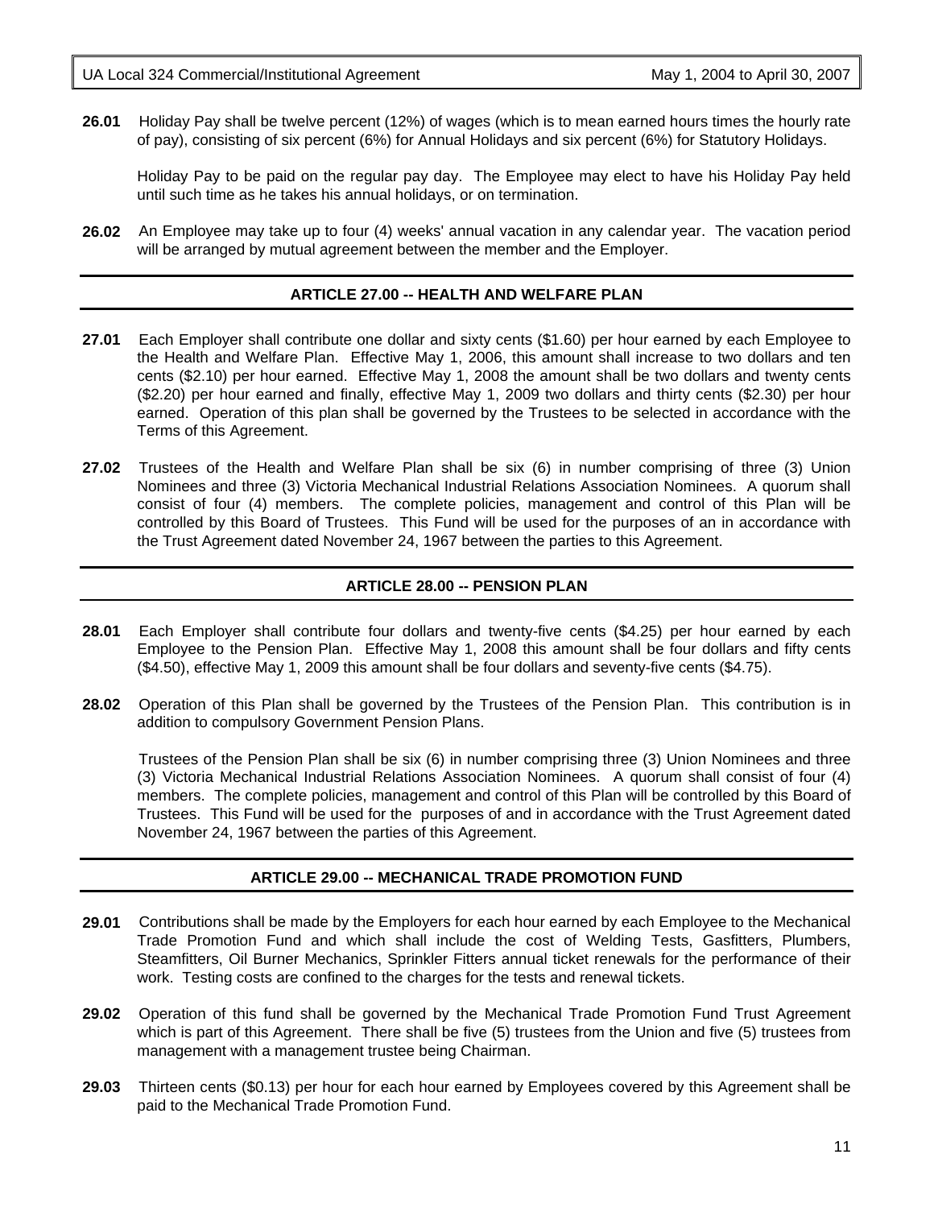**26.01** Holiday Pay shall be twelve percent (12%) of wages (which is to mean earned hours times the hourly rate of pay), consisting of six percent (6%) for Annual Holidays and six percent (6%) for Statutory Holidays.

Holiday Pay to be paid on the regular pay day. The Employee may elect to have his Holiday Pay held until such time as he takes his annual holidays, or on termination.

**26.02** An Employee may take up to four (4) weeks' annual vacation in any calendar year. The vacation period will be arranged by mutual agreement between the member and the Employer.

## ARTICLE 27.00 -- HEALTH AND WELFARE PLAN

**27.01** Each Employer shall contribute one dollar and sixty cents ($1.60) per hour earned by each Employee to the Health and Welfare Plan. Effective May 1, 2006, this amount shall increase to two dollars and ten cents ($2.10) per hour earned. Effective May 1, 2008 the amount shall be two dollars and twenty cents ($2.20) per hour earned and finally, effective May 1, 2009 two dollars and thirty cents ($2.30) per hour earned. Operation of this plan shall be governed by the Trustees to be selected in accordance with the Terms of this Agreement.

**27.02** Trustees of the Health and Welfare Plan shall be six (6) in number comprising of three (3) Union Nominees and three (3) Victoria Mechanical Industrial Relations Association Nominees. A quorum shall consist of four (4) members. The complete policies, management and control of this Plan will be controlled by this Board of Trustees. This Fund will be used for the purposes of an in accordance with the Trust Agreement dated November 24, 1967 between the parties to this Agreement.

## ARTICLE 28.00 -- PENSION PLAN

**28.01** Each Employer shall contribute four dollars and twenty-five cents ($4.25) per hour earned by each Employee to the Pension Plan. Effective May 1, 2008 this amount shall be four dollars and fifty cents ($4.50), effective May 1, 2009 this amount shall be four dollars and seventy-five cents ($4.75).

**28.02** Operation of this Plan shall be governed by the Trustees of the Pension Plan. This contribution is in addition to compulsory Government Pension Plans.

Trustees of the Pension Plan shall be six (6) in number comprising three (3) Union Nominees and three (3) Victoria Mechanical Industrial Relations Association Nominees. A quorum shall consist of four (4) members. The complete policies, management and control of this Plan will be controlled by this Board of Trustees. This Fund will be used for the purposes of and in accordance with the Trust Agreement dated November 24, 1967 between the parties of this Agreement.

## ARTICLE 29.00 -- MECHANICAL TRADE PROMOTION FUND

**29.01** Contributions shall be made by the Employers for each hour earned by each Employee to the Mechanical Trade Promotion Fund and which shall include the cost of Welding Tests, Gasfitters, Plumbers, Steamfitters, Oil Burner Mechanics, Sprinkler Fitters annual ticket renewals for the performance of their work. Testing costs are confined to the charges for the tests and renewal tickets.

**29.02** Operation of this fund shall be governed by the Mechanical Trade Promotion Fund Trust Agreement which is part of this Agreement. There shall be five (5) trustees from the Union and five (5) trustees from management with a management trustee being Chairman.

**29.03** Thirteen cents ($0.13) per hour for each hour earned by Employees covered by this Agreement shall be paid to the Mechanical Trade Promotion Fund.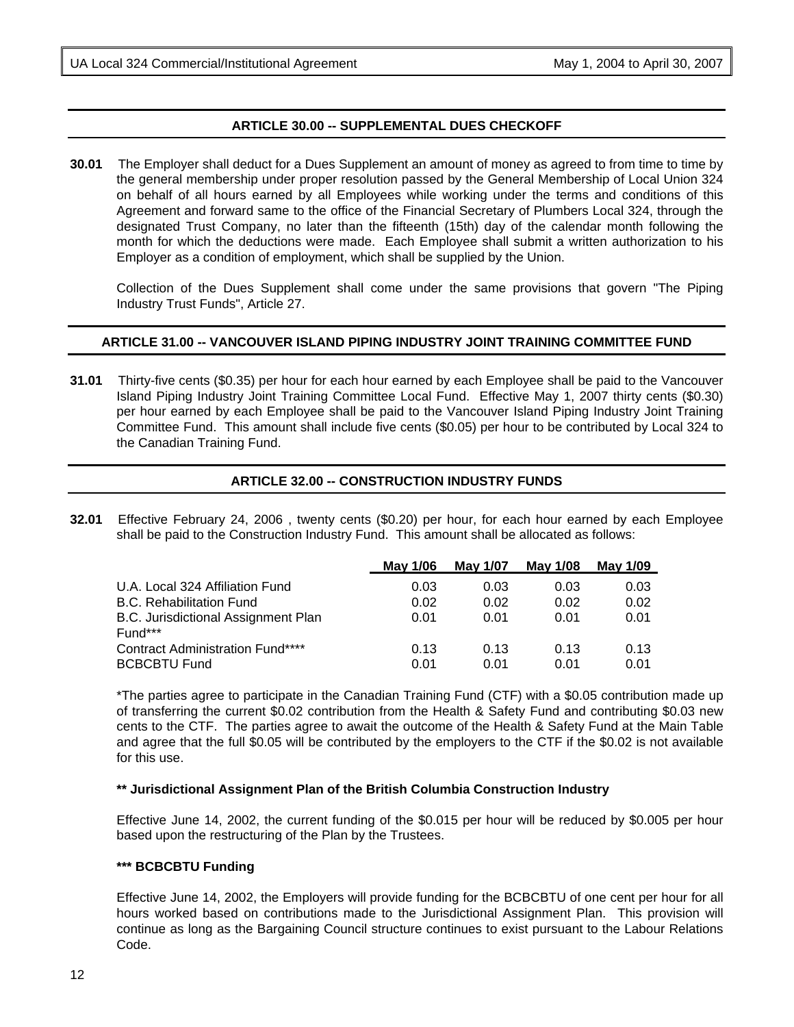## ARTICLE 30.00 -- SUPPLEMENTAL DUES CHECKOFF

**30.01** The Employer shall deduct for a Dues Supplement an amount of money as agreed to from time to time by the general membership under proper resolution passed by the General Membership of Local Union 324 on behalf of all hours earned by all Employees while working under the terms and conditions of this Agreement and forward same to the office of the Financial Secretary of Plumbers Local 324, through the designated Trust Company, no later than the fifteenth (15th) day of the calendar month following the month for which the deductions were made. Each Employee shall submit a written authorization to his Employer as a condition of employment, which shall be supplied by the Union.

Collection of the Dues Supplement shall come under the same provisions that govern "The Piping Industry Trust Funds", Article 27.

## ARTICLE 31.00 -- VANCOUVER ISLAND PIPING INDUSTRY JOINT TRAINING COMMITTEE FUND

**31.01** Thirty-five cents ($0.35) per hour for each hour earned by each Employee shall be paid to the Vancouver Island Piping Industry Joint Training Committee Local Fund. Effective May 1, 2007 thirty cents ($0.30) per hour earned by each Employee shall be paid to the Vancouver Island Piping Industry Joint Training Committee Fund. This amount shall include five cents ($0.05) per hour to be contributed by Local 324 to the Canadian Training Fund.

## ARTICLE 32.00 -- CONSTRUCTION INDUSTRY FUNDS

**32.01** Effective February 24, 2006 , twenty cents ($0.20) per hour, for each hour earned by each Employee shall be paid to the Construction Industry Fund. This amount shall be allocated as follows:

| | May 1/06 | May 1/07 | May 1/08 | May 1/09 |
|---|---|---|---|---|
| U.A. Local 324 Affiliation Fund | 0.03 | 0.03 | 0.03 | 0.03 |
| B.C. Rehabilitation Fund | 0.02 | 0.02 | 0.02 | 0.02 |
| B.C. Jurisdictional Assignment Plan Fund*** | 0.01 | 0.01 | 0.01 | 0.01 |
| Contract Administration Fund**** | 0.13 | 0.13 | 0.13 | 0.13 |
| BCBCBTU Fund | 0.01 | 0.01 | 0.01 | 0.01 |

*The parties agree to participate in the Canadian Training Fund (CTF) with a $0.05 contribution made up of transferring the current $0.02 contribution from the Health & Safety Fund and contributing $0.03 new cents to the CTF. The parties agree to await the outcome of the Health & Safety Fund at the Main Table and agree that the full $0.05 will be contributed by the employers to the CTF if the $0.02 is not available for this use.

**** Jurisdictional Assignment Plan of the British Columbia Construction Industry**

Effective June 14, 2002, the current funding of the $0.015 per hour will be reduced by $0.005 per hour based upon the restructuring of the Plan by the Trustees.

***** BCBCBTU Funding**

Effective June 14, 2002, the Employers will provide funding for the BCBCBTU of one cent per hour for all hours worked based on contributions made to the Jurisdictional Assignment Plan. This provision will continue as long as the Bargaining Council structure continues to exist pursuant to the Labour Relations Code.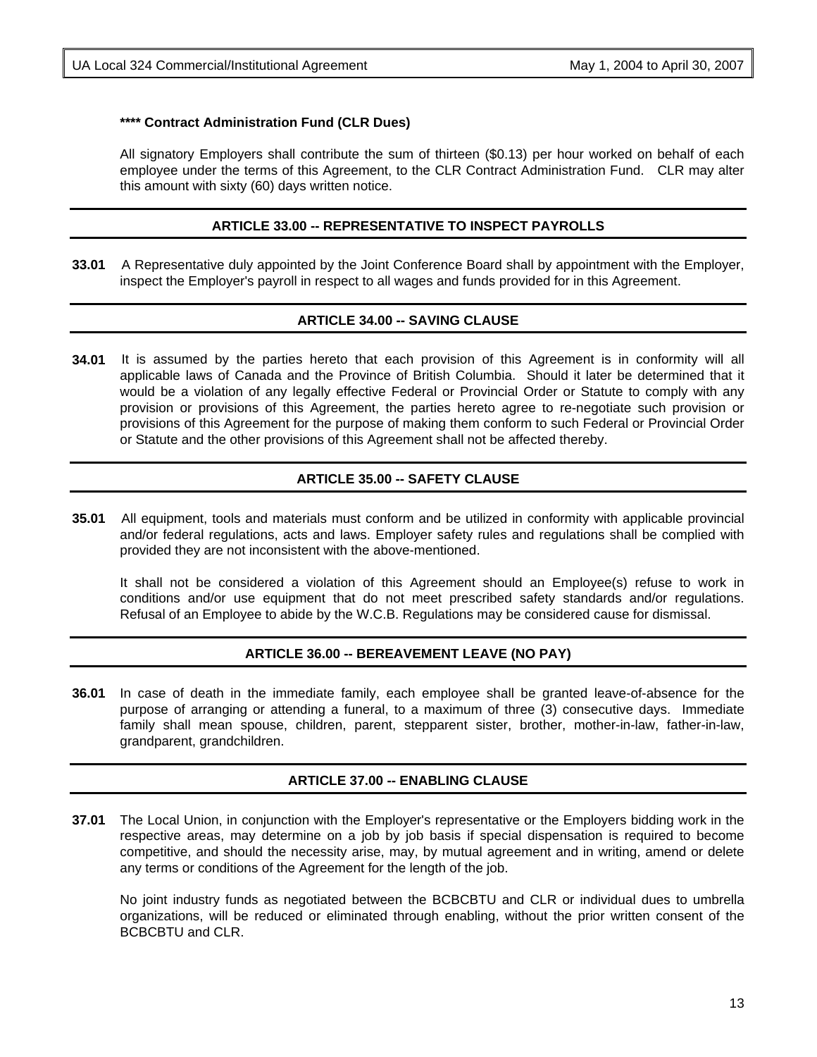**\*\*\*\* Contract Administration Fund (CLR Dues)**

All signatory Employers shall contribute the sum of thirteen ($0.13) per hour worked on behalf of each employee under the terms of this Agreement, to the CLR Contract Administration Fund. CLR may alter this amount with sixty (60) days written notice.

## ARTICLE 33.00 -- REPRESENTATIVE TO INSPECT PAYROLLS

**33.01** A Representative duly appointed by the Joint Conference Board shall by appointment with the Employer, inspect the Employer's payroll in respect to all wages and funds provided for in this Agreement.

## ARTICLE 34.00 -- SAVING CLAUSE

**34.01** It is assumed by the parties hereto that each provision of this Agreement is in conformity will all applicable laws of Canada and the Province of British Columbia. Should it later be determined that it would be a violation of any legally effective Federal or Provincial Order or Statute to comply with any provision or provisions of this Agreement, the parties hereto agree to re-negotiate such provision or provisions of this Agreement for the purpose of making them conform to such Federal or Provincial Order or Statute and the other provisions of this Agreement shall not be affected thereby.

## ARTICLE 35.00 -- SAFETY CLAUSE

**35.01** All equipment, tools and materials must conform and be utilized in conformity with applicable provincial and/or federal regulations, acts and laws. Employer safety rules and regulations shall be complied with provided they are not inconsistent with the above-mentioned.

It shall not be considered a violation of this Agreement should an Employee(s) refuse to work in conditions and/or use equipment that do not meet prescribed safety standards and/or regulations. Refusal of an Employee to abide by the W.C.B. Regulations may be considered cause for dismissal.

## ARTICLE 36.00 -- BEREAVEMENT LEAVE (NO PAY)

**36.01** In case of death in the immediate family, each employee shall be granted leave-of-absence for the purpose of arranging or attending a funeral, to a maximum of three (3) consecutive days. Immediate family shall mean spouse, children, parent, stepparent sister, brother, mother-in-law, father-in-law, grandparent, grandchildren.

## ARTICLE 37.00 -- ENABLING CLAUSE

**37.01** The Local Union, in conjunction with the Employer's representative or the Employers bidding work in the respective areas, may determine on a job by job basis if special dispensation is required to become competitive, and should the necessity arise, may, by mutual agreement and in writing, amend or delete any terms or conditions of the Agreement for the length of the job.

No joint industry funds as negotiated between the BCBCBTU and CLR or individual dues to umbrella organizations, will be reduced or eliminated through enabling, without the prior written consent of the BCBCBTU and CLR.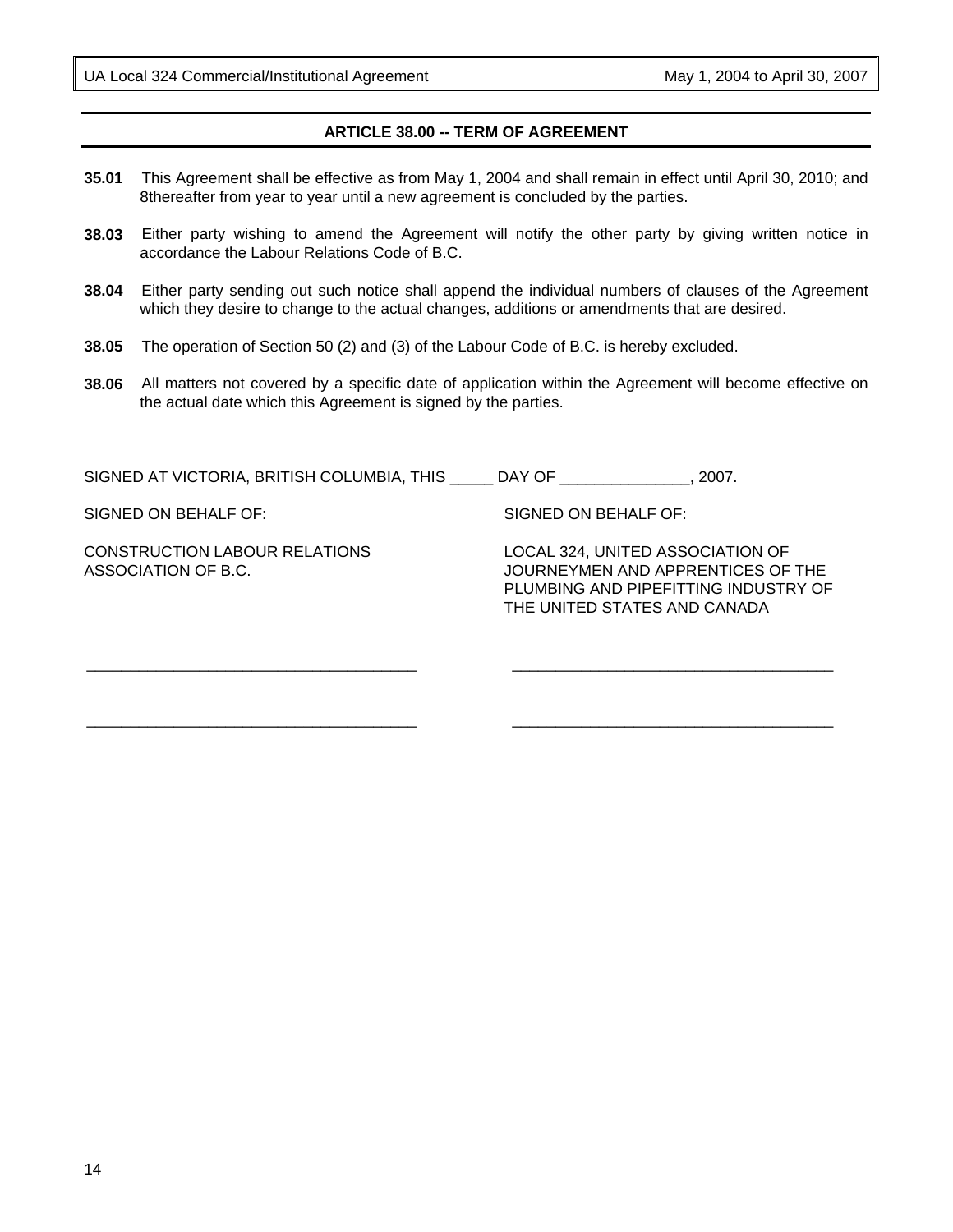## ARTICLE 38.00 -- TERM OF AGREEMENT

**35.01** This Agreement shall be effective as from May 1, 2004 and shall remain in effect until April 30, 2010; and 8thereafter from year to year until a new agreement is concluded by the parties.

**38.03** Either party wishing to amend the Agreement will notify the other party by giving written notice in accordance the Labour Relations Code of B.C.

**38.04** Either party sending out such notice shall append the individual numbers of clauses of the Agreement which they desire to change to the actual changes, additions or amendments that are desired.

**38.05** The operation of Section 50 (2) and (3) of the Labour Code of B.C. is hereby excluded.

**38.06** All matters not covered by a specific date of application within the Agreement will become effective on the actual date which this Agreement is signed by the parties.

SIGNED AT VICTORIA, BRITISH COLUMBIA, THIS _____ DAY OF _______________, 2007.

| SIGNED ON BEHALF OF: | SIGNED ON BEHALF OF: |
|---|---|
| CONSTRUCTION LABOUR RELATIONS ASSOCIATION OF B.C. | LOCAL 324, UNITED ASSOCIATION OF JOURNEYMEN AND APPRENTICES OF THE PLUMBING AND PIPEFITTING INDUSTRY OF THE UNITED STATES AND CANADA |
| _______________________________________ | _______________________________________ |
| _______________________________________ | _______________________________________ |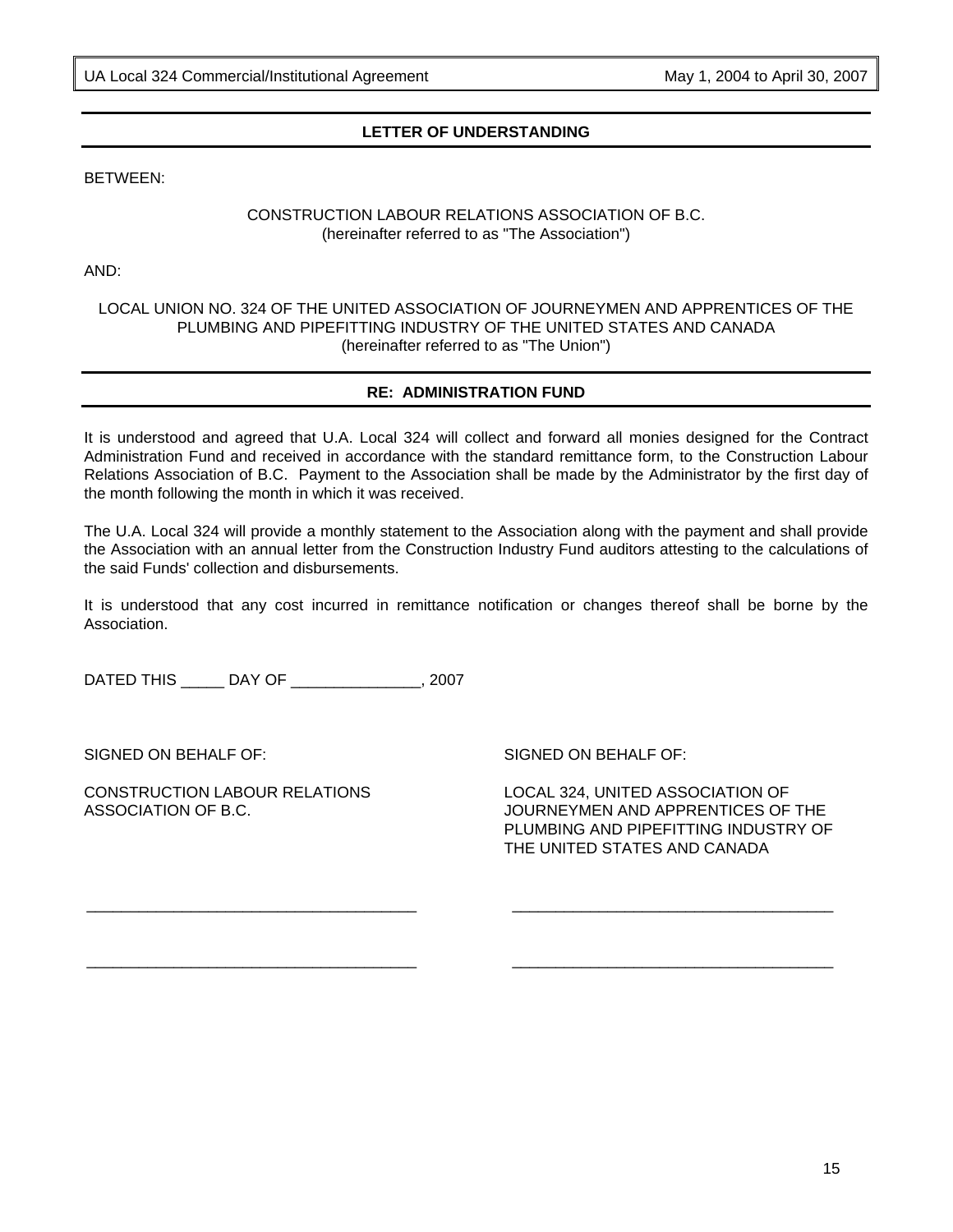## LETTER OF UNDERSTANDING

BETWEEN:

CONSTRUCTION LABOUR RELATIONS ASSOCIATION OF B.C.
(hereinafter referred to as "The Association")

AND:

LOCAL UNION NO. 324 OF THE UNITED ASSOCIATION OF JOURNEYMEN AND APPRENTICES OF THE PLUMBING AND PIPEFITTING INDUSTRY OF THE UNITED STATES AND CANADA
(hereinafter referred to as "The Union")

## RE: ADMINISTRATION FUND

It is understood and agreed that U.A. Local 324 will collect and forward all monies designed for the Contract Administration Fund and received in accordance with the standard remittance form, to the Construction Labour Relations Association of B.C. Payment to the Association shall be made by the Administrator by the first day of the month following the month in which it was received.

The U.A. Local 324 will provide a monthly statement to the Association along with the payment and shall provide the Association with an annual letter from the Construction Industry Fund auditors attesting to the calculations of the said Funds' collection and disbursements.

It is understood that any cost incurred in remittance notification or changes thereof shall be borne by the Association.

DATED THIS _____ DAY OF _______________, 2007

SIGNED ON BEHALF OF:

CONSTRUCTION LABOUR RELATIONS ASSOCIATION OF B.C.

_______________________________________

_______________________________________

SIGNED ON BEHALF OF:

LOCAL 324, UNITED ASSOCIATION OF JOURNEYMEN AND APPRENTICES OF THE PLUMBING AND PIPEFITTING INDUSTRY OF THE UNITED STATES AND CANADA

_______________________________________

_______________________________________